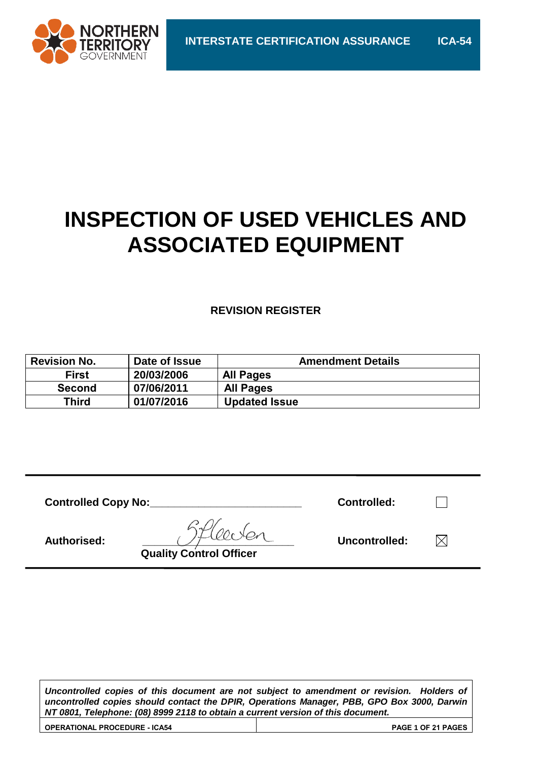# INSPECTION OF USED VEHICLES AND ASSOCIATED EQUIPMENT

**REVISION REGISTER**

| Revision No. | Date of Issue | Amendment Details |
|---|---|---|
| First | 20/03/2006 | All Pages |
| Second | 07/06/2011 | All Pages |
| Third | 01/07/2016 | Updated Issue |

**Controlled Copy No:**________________________ **Controlled:** ☐

**Authorised:** ________________________ **Uncontrolled:** ☒
**Quality Control Officer**

*Uncontrolled copies of this document are not subject to amendment or revision. Holders of uncontrolled copies should contact the DPIR, Operations Manager, PBB, GPO Box 3000, Darwin NT 0801, Telephone: (08) 8999 2118 to obtain a current version of this document.*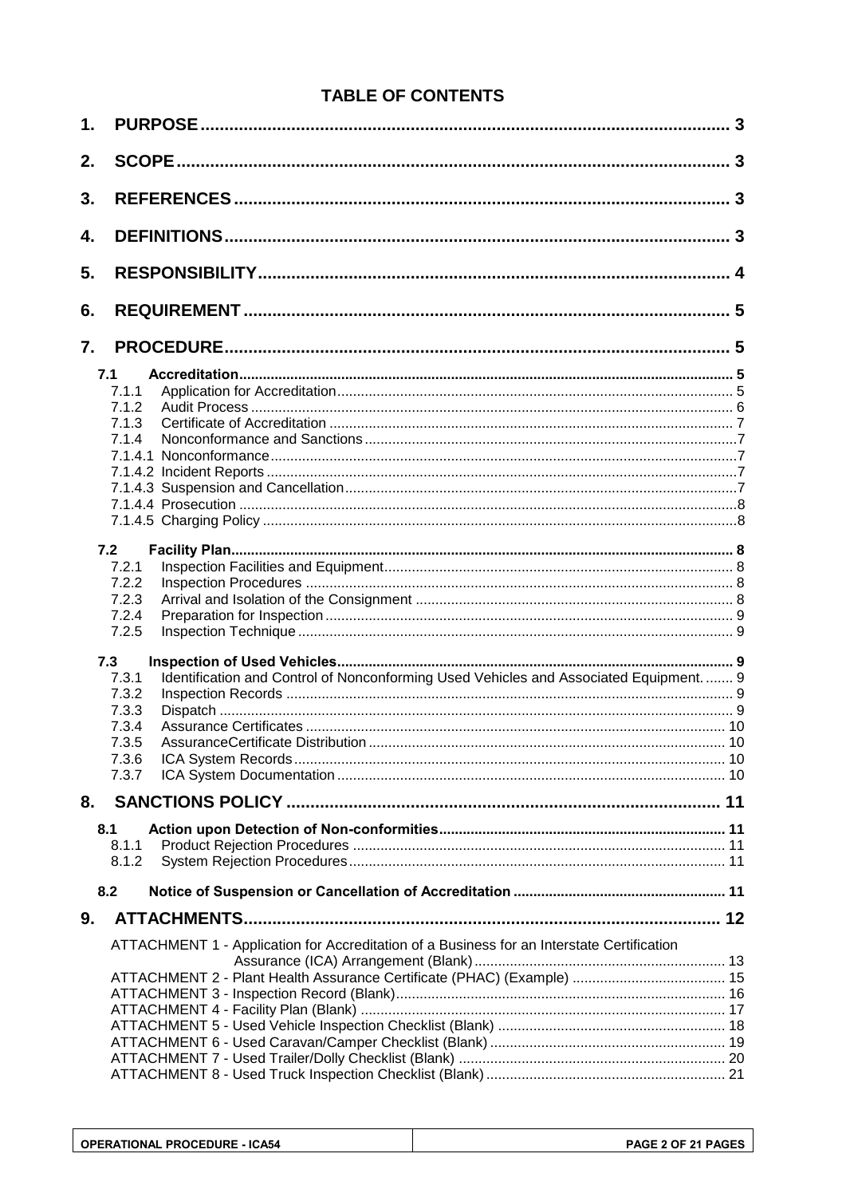## TABLE OF CONTENTS

1. PURPOSE ... 3
2. SCOPE ... 3
3. REFERENCES ... 3
4. DEFINITIONS ... 3
5. RESPONSIBILITY ... 4
6. REQUIREMENT ... 5
7. PROCEDURE ... 5
   - 7.1 Accreditation ... 5
     - 7.1.1 Application for Accreditation ... 5
     - 7.1.2 Audit Process ... 6
     - 7.1.3 Certificate of Accreditation ... 7
     - 7.1.4 Nonconformance and Sanctions ... 7
     - 7.1.4.1 Nonconformance ... 7
     - 7.1.4.2 Incident Reports ... 7
     - 7.1.4.3 Suspension and Cancellation ... 7
     - 7.1.4.4 Prosecution ... 8
     - 7.1.4.5 Charging Policy ... 8
   - 7.2 Facility Plan ... 8
     - 7.2.1 Inspection Facilities and Equipment ... 8
     - 7.2.2 Inspection Procedures ... 8
     - 7.2.3 Arrival and Isolation of the Consignment ... 8
     - 7.2.4 Preparation for Inspection ... 9
     - 7.2.5 Inspection Technique ... 9
   - 7.3 Inspection of Used Vehicles ... 9
     - 7.3.1 Identification and Control of Nonconforming Used Vehicles and Associated Equipment. ... 9
     - 7.3.2 Inspection Records ... 9
     - 7.3.3 Dispatch ... 9
     - 7.3.4 Assurance Certificates ... 10
     - 7.3.5 AssuranceCertificate Distribution ... 10
     - 7.3.6 ICA System Records ... 10
     - 7.3.7 ICA System Documentation ... 10
8. SANCTIONS POLICY ... 11
   - 8.1 Action upon Detection of Non-conformities ... 11
     - 8.1.1 Product Rejection Procedures ... 11
     - 8.1.2 System Rejection Procedures ... 11
   - 8.2 Notice of Suspension or Cancellation of Accreditation ... 11
9. ATTACHMENTS ... 12
   - ATTACHMENT 1 - Application for Accreditation of a Business for an Interstate Certification Assurance (ICA) Arrangement (Blank) ... 13
   - ATTACHMENT 2 - Plant Health Assurance Certificate (PHAC) (Example) ... 15
   - ATTACHMENT 3 - Inspection Record (Blank) ... 16
   - ATTACHMENT 4 - Facility Plan (Blank) ... 17
   - ATTACHMENT 5 - Used Vehicle Inspection Checklist (Blank) ... 18
   - ATTACHMENT 6 - Used Caravan/Camper Checklist (Blank) ... 19
   - ATTACHMENT 7 - Used Trailer/Dolly Checklist (Blank) ... 20
   - ATTACHMENT 8 - Used Truck Inspection Checklist (Blank) ... 21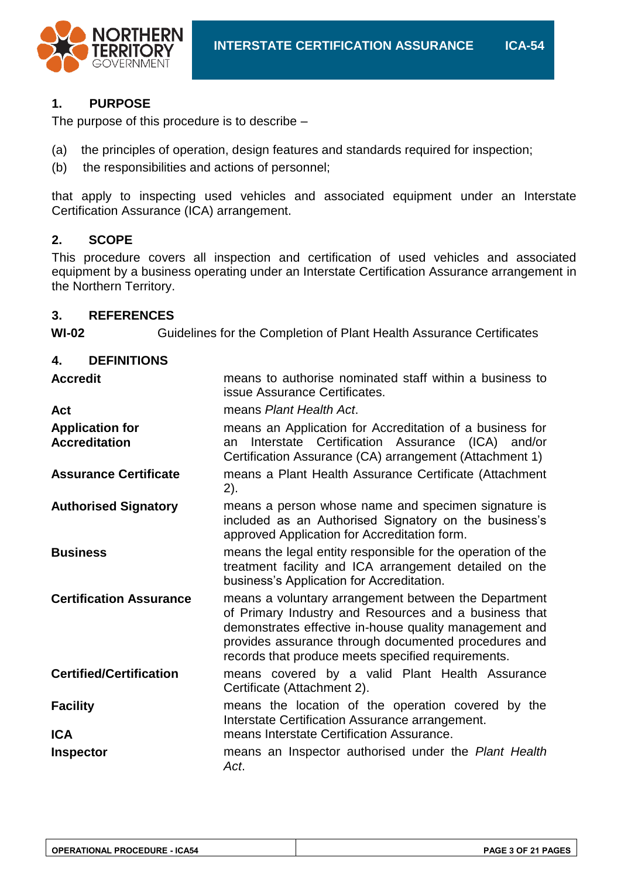## 1. PURPOSE

The purpose of this procedure is to describe –

(a) the principles of operation, design features and standards required for inspection;

(b) the responsibilities and actions of personnel;

that apply to inspecting used vehicles and associated equipment under an Interstate Certification Assurance (ICA) arrangement.

## 2. SCOPE

This procedure covers all inspection and certification of used vehicles and associated equipment by a business operating under an Interstate Certification Assurance arrangement in the Northern Territory.

## 3. REFERENCES

| | |
|---|---|
| **WI-02** | Guidelines for the Completion of Plant Health Assurance Certificates |

## 4. DEFINITIONS

| | |
|---|---|
| **Accredit** | means to authorise nominated staff within a business to issue Assurance Certificates. |
| **Act** | means *Plant Health Act*. |
| **Application for Accreditation** | means an Application for Accreditation of a business for an Interstate Certification Assurance (ICA) and/or Certification Assurance (CA) arrangement (Attachment 1) |
| **Assurance Certificate** | means a Plant Health Assurance Certificate (Attachment 2). |
| **Authorised Signatory** | means a person whose name and specimen signature is included as an Authorised Signatory on the business's approved Application for Accreditation form. |
| **Business** | means the legal entity responsible for the operation of the treatment facility and ICA arrangement detailed on the business's Application for Accreditation. |
| **Certification Assurance** | means a voluntary arrangement between the Department of Primary Industry and Resources and a business that demonstrates effective in-house quality management and provides assurance through documented procedures and records that produce meets specified requirements. |
| **Certified/Certification** | means covered by a valid Plant Health Assurance Certificate (Attachment 2). |
| **Facility** | means the location of the operation covered by the Interstate Certification Assurance arrangement. |
| **ICA** | means Interstate Certification Assurance. |
| **Inspector** | means an Inspector authorised under the *Plant Health Act*. |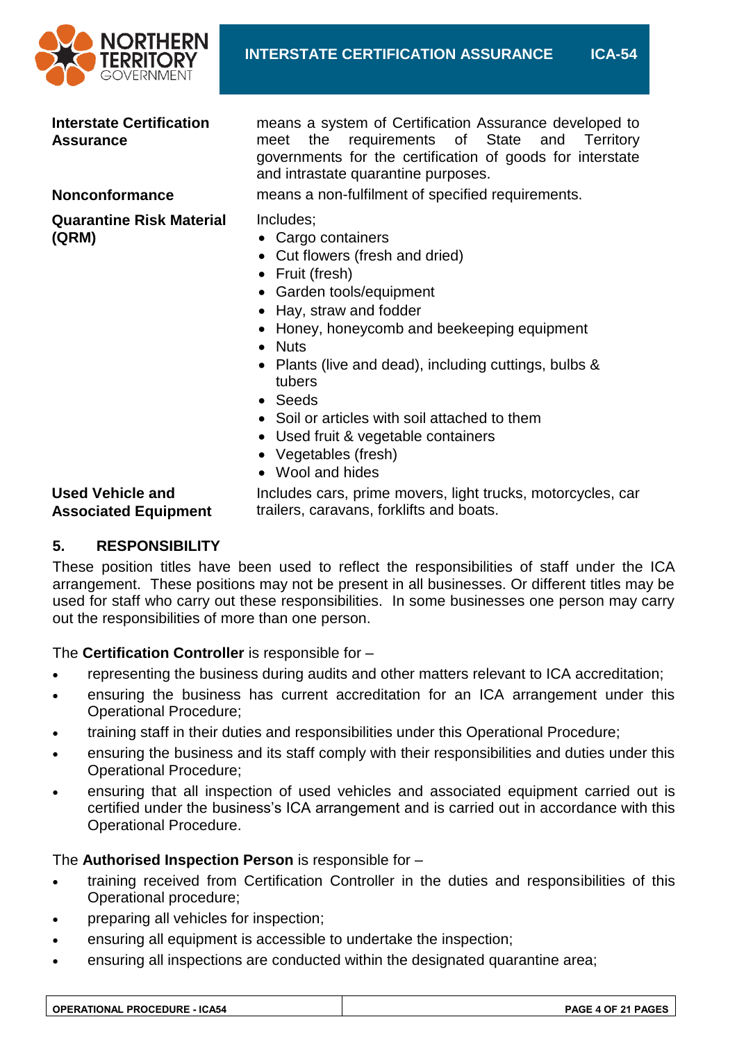| | |
|---|---|
| **Interstate Certification Assurance** | means a system of Certification Assurance developed to meet the requirements of State and Territory governments for the certification of goods for interstate and intrastate quarantine purposes. |
| **Nonconformance** | means a non-fulfilment of specified requirements. |
| **Quarantine Risk Material (QRM)** | Includes; <br>• Cargo containers <br>• Cut flowers (fresh and dried) <br>• Fruit (fresh) <br>• Garden tools/equipment <br>• Hay, straw and fodder <br>• Honey, honeycomb and beekeeping equipment <br>• Nuts <br>• Plants (live and dead), including cuttings, bulbs & tubers <br>• Seeds <br>• Soil or articles with soil attached to them <br>• Used fruit & vegetable containers <br>• Vegetables (fresh) <br>• Wool and hides |
| **Used Vehicle and Associated Equipment** | Includes cars, prime movers, light trucks, motorcycles, car trailers, caravans, forklifts and boats. |

## 5. RESPONSIBILITY

These position titles have been used to reflect the responsibilities of staff under the ICA arrangement. These positions may not be present in all businesses. Or different titles may be used for staff who carry out these responsibilities. In some businesses one person may carry out the responsibilities of more than one person.

The **Certification Controller** is responsible for –

- representing the business during audits and other matters relevant to ICA accreditation;
- ensuring the business has current accreditation for an ICA arrangement under this Operational Procedure;
- training staff in their duties and responsibilities under this Operational Procedure;
- ensuring the business and its staff comply with their responsibilities and duties under this Operational Procedure;
- ensuring that all inspection of used vehicles and associated equipment carried out is certified under the business's ICA arrangement and is carried out in accordance with this Operational Procedure.

The **Authorised Inspection Person** is responsible for –

- training received from Certification Controller in the duties and responsibilities of this Operational procedure;
- preparing all vehicles for inspection;
- ensuring all equipment is accessible to undertake the inspection;
- ensuring all inspections are conducted within the designated quarantine area;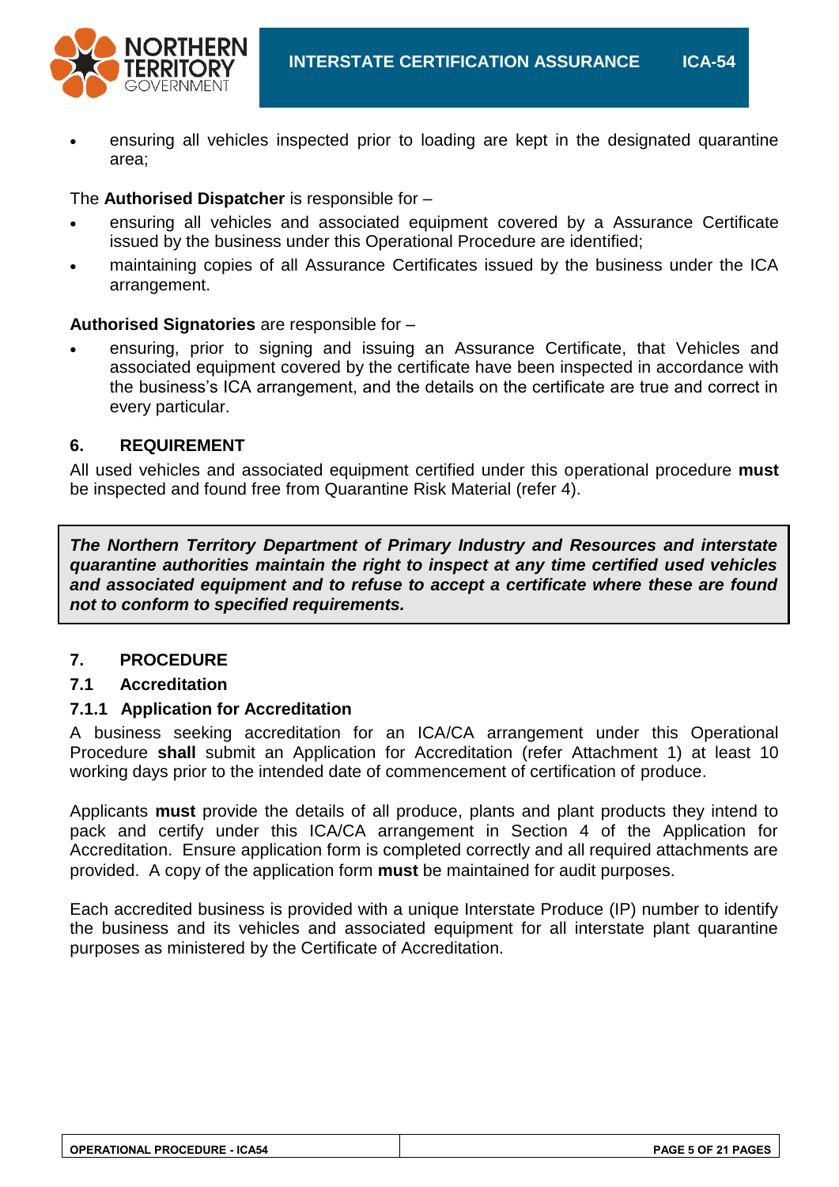- ensuring all vehicles inspected prior to loading are kept in the designated quarantine area;

The **Authorised Dispatcher** is responsible for –

- ensuring all vehicles and associated equipment covered by a Assurance Certificate issued by the business under this Operational Procedure are identified;
- maintaining copies of all Assurance Certificates issued by the business under the ICA arrangement.

**Authorised Signatories** are responsible for –

- ensuring, prior to signing and issuing an Assurance Certificate, that Vehicles and associated equipment covered by the certificate have been inspected in accordance with the business's ICA arrangement, and the details on the certificate are true and correct in every particular.

## 6. REQUIREMENT

All used vehicles and associated equipment certified under this operational procedure **must** be inspected and found free from Quarantine Risk Material (refer 4).

> ***The Northern Territory Department of Primary Industry and Resources and interstate quarantine authorities maintain the right to inspect at any time certified used vehicles and associated equipment and to refuse to accept a certificate where these are found not to conform to specified requirements.***

## 7. PROCEDURE

### 7.1 Accreditation

#### 7.1.1 Application for Accreditation

A business seeking accreditation for an ICA/CA arrangement under this Operational Procedure **shall** submit an Application for Accreditation (refer Attachment 1) at least 10 working days prior to the intended date of commencement of certification of produce.

Applicants **must** provide the details of all produce, plants and plant products they intend to pack and certify under this ICA/CA arrangement in Section 4 of the Application for Accreditation. Ensure application form is completed correctly and all required attachments are provided. A copy of the application form **must** be maintained for audit purposes.

Each accredited business is provided with a unique Interstate Produce (IP) number to identify the business and its vehicles and associated equipment for all interstate plant quarantine purposes as ministered by the Certificate of Accreditation.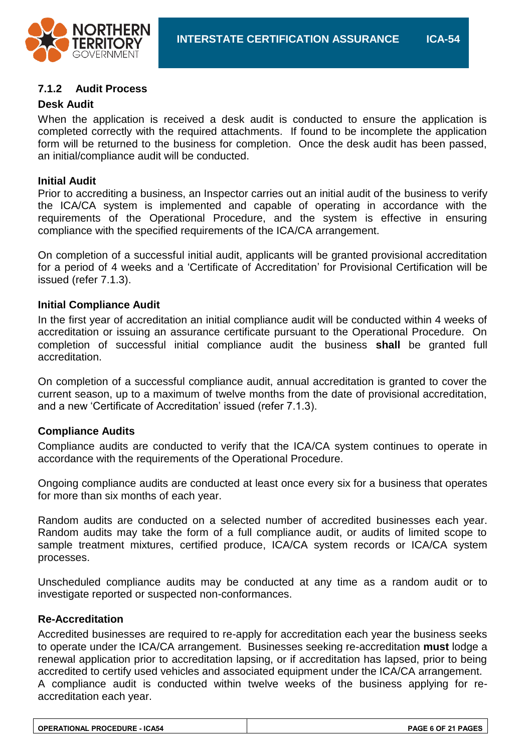### 7.1.2 Audit Process

**Desk Audit**

When the application is received a desk audit is conducted to ensure the application is completed correctly with the required attachments. If found to be incomplete the application form will be returned to the business for completion. Once the desk audit has been passed, an initial/compliance audit will be conducted.

**Initial Audit**

Prior to accrediting a business, an Inspector carries out an initial audit of the business to verify the ICA/CA system is implemented and capable of operating in accordance with the requirements of the Operational Procedure, and the system is effective in ensuring compliance with the specified requirements of the ICA/CA arrangement.

On completion of a successful initial audit, applicants will be granted provisional accreditation for a period of 4 weeks and a 'Certificate of Accreditation' for Provisional Certification will be issued (refer 7.1.3).

**Initial Compliance Audit**

In the first year of accreditation an initial compliance audit will be conducted within 4 weeks of accreditation or issuing an assurance certificate pursuant to the Operational Procedure. On completion of successful initial compliance audit the business **shall** be granted full accreditation.

On completion of a successful compliance audit, annual accreditation is granted to cover the current season, up to a maximum of twelve months from the date of provisional accreditation, and a new 'Certificate of Accreditation' issued (refer 7.1.3).

**Compliance Audits**

Compliance audits are conducted to verify that the ICA/CA system continues to operate in accordance with the requirements of the Operational Procedure.

Ongoing compliance audits are conducted at least once every six for a business that operates for more than six months of each year.

Random audits are conducted on a selected number of accredited businesses each year. Random audits may take the form of a full compliance audit, or audits of limited scope to sample treatment mixtures, certified produce, ICA/CA system records or ICA/CA system processes.

Unscheduled compliance audits may be conducted at any time as a random audit or to investigate reported or suspected non-conformances.

**Re-Accreditation**

Accredited businesses are required to re-apply for accreditation each year the business seeks to operate under the ICA/CA arrangement. Businesses seeking re-accreditation **must** lodge a renewal application prior to accreditation lapsing, or if accreditation has lapsed, prior to being accredited to certify used vehicles and associated equipment under the ICA/CA arrangement. A compliance audit is conducted within twelve weeks of the business applying for re-accreditation each year.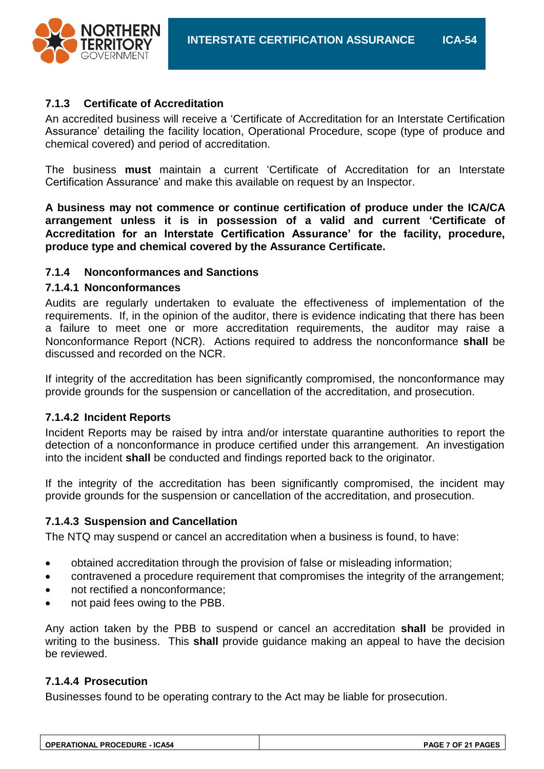### 7.1.3 Certificate of Accreditation

An accredited business will receive a 'Certificate of Accreditation for an Interstate Certification Assurance' detailing the facility location, Operational Procedure, scope (type of produce and chemical covered) and period of accreditation.

The business **must** maintain a current 'Certificate of Accreditation for an Interstate Certification Assurance' and make this available on request by an Inspector.

**A business may not commence or continue certification of produce under the ICA/CA arrangement unless it is in possession of a valid and current 'Certificate of Accreditation for an Interstate Certification Assurance' for the facility, procedure, produce type and chemical covered by the Assurance Certificate.**

### 7.1.4 Nonconformances and Sanctions

#### 7.1.4.1 Nonconformances

Audits are regularly undertaken to evaluate the effectiveness of implementation of the requirements. If, in the opinion of the auditor, there is evidence indicating that there has been a failure to meet one or more accreditation requirements, the auditor may raise a Nonconformance Report (NCR). Actions required to address the nonconformance **shall** be discussed and recorded on the NCR.

If integrity of the accreditation has been significantly compromised, the nonconformance may provide grounds for the suspension or cancellation of the accreditation, and prosecution.

#### 7.1.4.2 Incident Reports

Incident Reports may be raised by intra and/or interstate quarantine authorities to report the detection of a nonconformance in produce certified under this arrangement. An investigation into the incident **shall** be conducted and findings reported back to the originator.

If the integrity of the accreditation has been significantly compromised, the incident may provide grounds for the suspension or cancellation of the accreditation, and prosecution.

#### 7.1.4.3 Suspension and Cancellation

The NTQ may suspend or cancel an accreditation when a business is found, to have:

- obtained accreditation through the provision of false or misleading information;
- contravened a procedure requirement that compromises the integrity of the arrangement;
- not rectified a nonconformance;
- not paid fees owing to the PBB.

Any action taken by the PBB to suspend or cancel an accreditation **shall** be provided in writing to the business. This **shall** provide guidance making an appeal to have the decision be reviewed.

#### 7.1.4.4 Prosecution

Businesses found to be operating contrary to the Act may be liable for prosecution.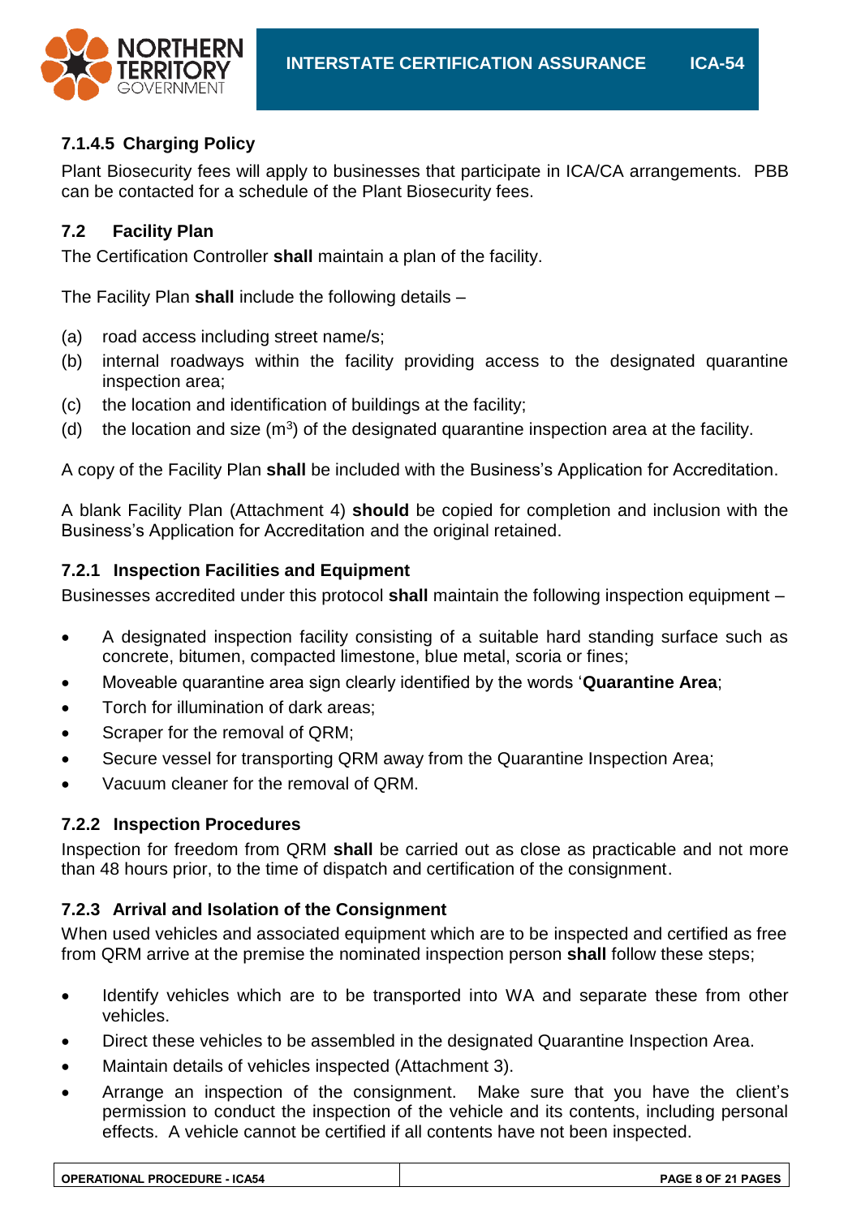#### 7.1.4.5 Charging Policy

Plant Biosecurity fees will apply to businesses that participate in ICA/CA arrangements. PBB can be contacted for a schedule of the Plant Biosecurity fees.

### 7.2 Facility Plan

The Certification Controller **shall** maintain a plan of the facility.

The Facility Plan **shall** include the following details –

(a) road access including street name/s;
(b) internal roadways within the facility providing access to the designated quarantine inspection area;
(c) the location and identification of buildings at the facility;
(d) the location and size ($m^3$) of the designated quarantine inspection area at the facility.

A copy of the Facility Plan **shall** be included with the Business's Application for Accreditation.

A blank Facility Plan (Attachment 4) **should** be copied for completion and inclusion with the Business's Application for Accreditation and the original retained.

#### 7.2.1 Inspection Facilities and Equipment

Businesses accredited under this protocol **shall** maintain the following inspection equipment –

- A designated inspection facility consisting of a suitable hard standing surface such as concrete, bitumen, compacted limestone, blue metal, scoria or fines;
- Moveable quarantine area sign clearly identified by the words '**Quarantine Area**;
- Torch for illumination of dark areas;
- Scraper for the removal of QRM;
- Secure vessel for transporting QRM away from the Quarantine Inspection Area;
- Vacuum cleaner for the removal of QRM.

#### 7.2.2 Inspection Procedures

Inspection for freedom from QRM **shall** be carried out as close as practicable and not more than 48 hours prior, to the time of dispatch and certification of the consignment.

#### 7.2.3 Arrival and Isolation of the Consignment

When used vehicles and associated equipment which are to be inspected and certified as free from QRM arrive at the premise the nominated inspection person **shall** follow these steps;

- Identify vehicles which are to be transported into WA and separate these from other vehicles.
- Direct these vehicles to be assembled in the designated Quarantine Inspection Area.
- Maintain details of vehicles inspected (Attachment 3).
- Arrange an inspection of the consignment. Make sure that you have the client's permission to conduct the inspection of the vehicle and its contents, including personal effects. A vehicle cannot be certified if all contents have not been inspected.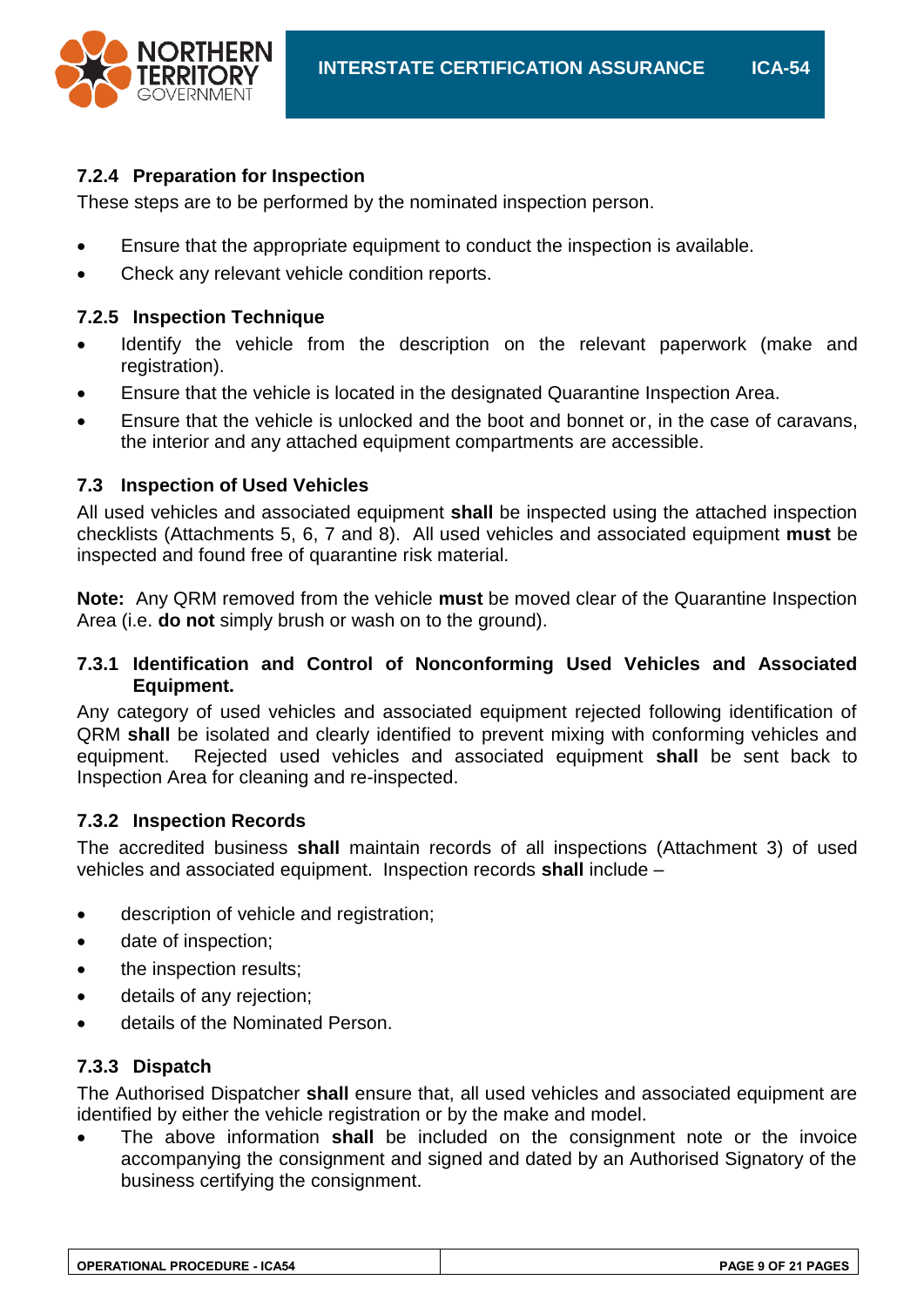#### 7.2.4 Preparation for Inspection

These steps are to be performed by the nominated inspection person.

- Ensure that the appropriate equipment to conduct the inspection is available.
- Check any relevant vehicle condition reports.

#### 7.2.5 Inspection Technique

- Identify the vehicle from the description on the relevant paperwork (make and registration).
- Ensure that the vehicle is located in the designated Quarantine Inspection Area.
- Ensure that the vehicle is unlocked and the boot and bonnet or, in the case of caravans, the interior and any attached equipment compartments are accessible.

### 7.3 Inspection of Used Vehicles

All used vehicles and associated equipment **shall** be inspected using the attached inspection checklists (Attachments 5, 6, 7 and 8). All used vehicles and associated equipment **must** be inspected and found free of quarantine risk material.

**Note:** Any QRM removed from the vehicle **must** be moved clear of the Quarantine Inspection Area (i.e. **do not** simply brush or wash on to the ground).

#### 7.3.1 Identification and Control of Nonconforming Used Vehicles and Associated Equipment.

Any category of used vehicles and associated equipment rejected following identification of QRM **shall** be isolated and clearly identified to prevent mixing with conforming vehicles and equipment. Rejected used vehicles and associated equipment **shall** be sent back to Inspection Area for cleaning and re-inspected.

#### 7.3.2 Inspection Records

The accredited business **shall** maintain records of all inspections (Attachment 3) of used vehicles and associated equipment. Inspection records **shall** include –

- description of vehicle and registration;
- date of inspection;
- the inspection results;
- details of any rejection;
- details of the Nominated Person.

#### 7.3.3 Dispatch

The Authorised Dispatcher **shall** ensure that, all used vehicles and associated equipment are identified by either the vehicle registration or by the make and model.

- The above information **shall** be included on the consignment note or the invoice accompanying the consignment and signed and dated by an Authorised Signatory of the business certifying the consignment.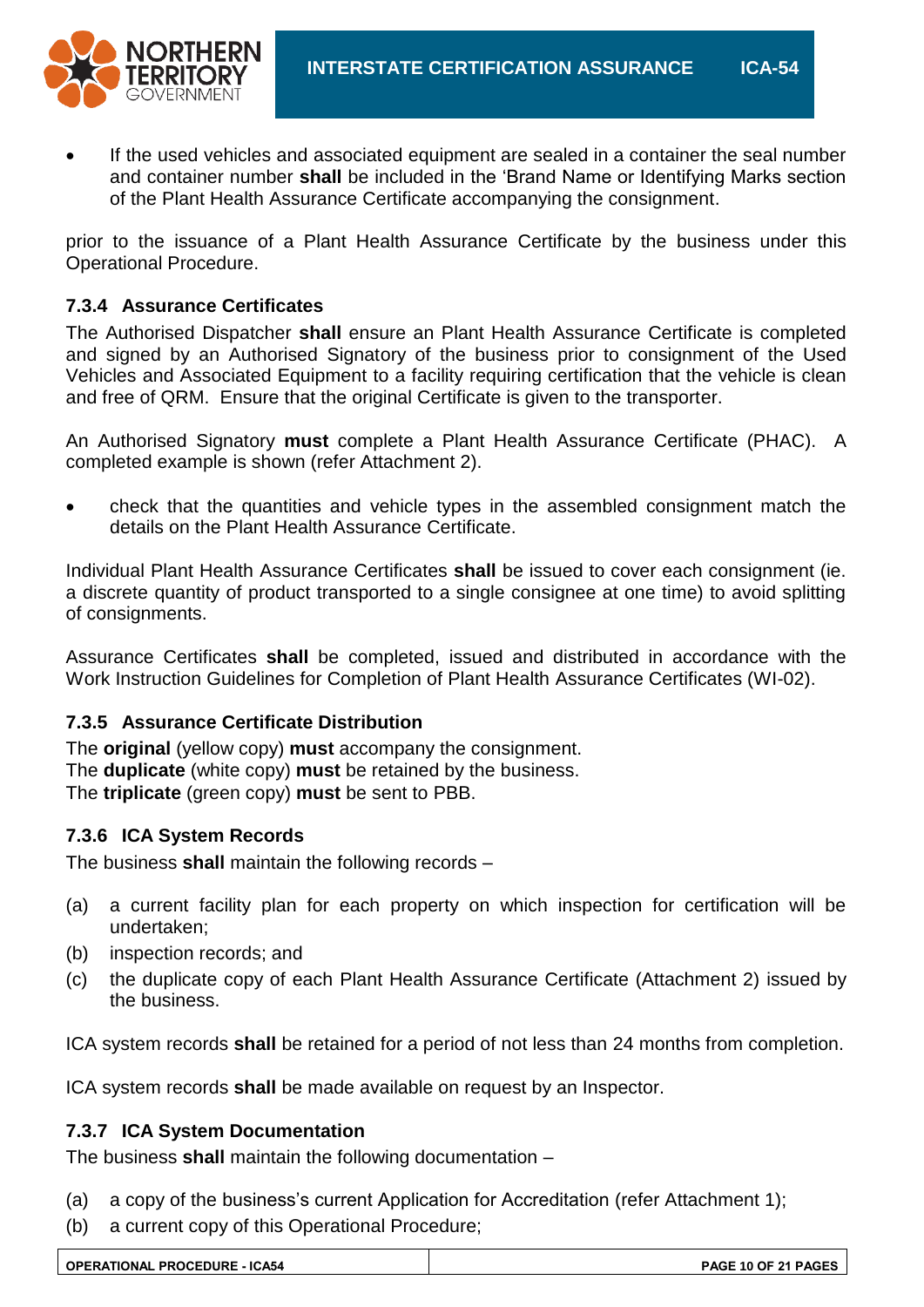- If the used vehicles and associated equipment are sealed in a container the seal number and container number **shall** be included in the 'Brand Name or Identifying Marks section of the Plant Health Assurance Certificate accompanying the consignment.

prior to the issuance of a Plant Health Assurance Certificate by the business under this Operational Procedure.

### 7.3.4 Assurance Certificates

The Authorised Dispatcher **shall** ensure an Plant Health Assurance Certificate is completed and signed by an Authorised Signatory of the business prior to consignment of the Used Vehicles and Associated Equipment to a facility requiring certification that the vehicle is clean and free of QRM. Ensure that the original Certificate is given to the transporter.

An Authorised Signatory **must** complete a Plant Health Assurance Certificate (PHAC). A completed example is shown (refer Attachment 2).

- check that the quantities and vehicle types in the assembled consignment match the details on the Plant Health Assurance Certificate.

Individual Plant Health Assurance Certificates **shall** be issued to cover each consignment (ie. a discrete quantity of product transported to a single consignee at one time) to avoid splitting of consignments.

Assurance Certificates **shall** be completed, issued and distributed in accordance with the Work Instruction Guidelines for Completion of Plant Health Assurance Certificates (WI-02).

### 7.3.5 Assurance Certificate Distribution

The **original** (yellow copy) **must** accompany the consignment.
The **duplicate** (white copy) **must** be retained by the business.
The **triplicate** (green copy) **must** be sent to PBB.

### 7.3.6 ICA System Records

The business **shall** maintain the following records –

(a) a current facility plan for each property on which inspection for certification will be undertaken;
(b) inspection records; and
(c) the duplicate copy of each Plant Health Assurance Certificate (Attachment 2) issued by the business.

ICA system records **shall** be retained for a period of not less than 24 months from completion.

ICA system records **shall** be made available on request by an Inspector.

### 7.3.7 ICA System Documentation

The business **shall** maintain the following documentation –

(a) a copy of the business's current Application for Accreditation (refer Attachment 1);
(b) a current copy of this Operational Procedure;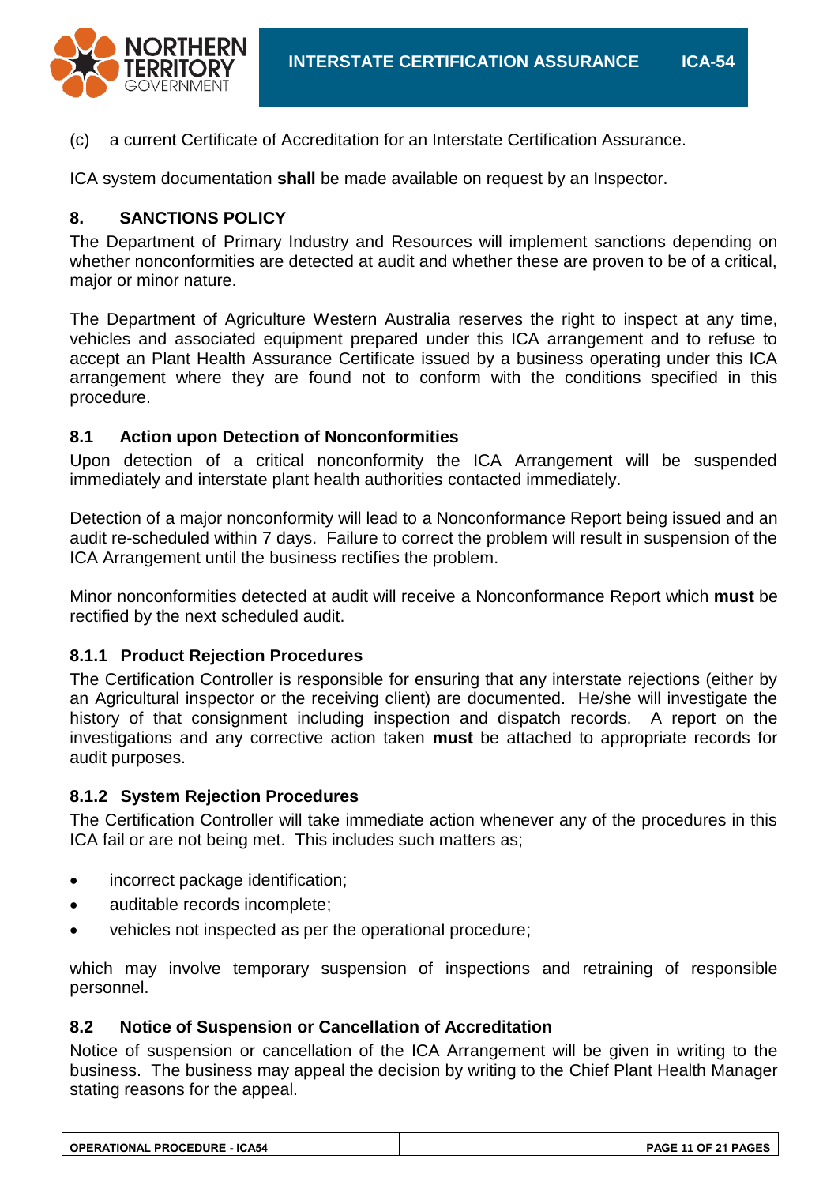(c) a current Certificate of Accreditation for an Interstate Certification Assurance.

ICA system documentation **shall** be made available on request by an Inspector.

## 8. SANCTIONS POLICY

The Department of Primary Industry and Resources will implement sanctions depending on whether nonconformities are detected at audit and whether these are proven to be of a critical, major or minor nature.

The Department of Agriculture Western Australia reserves the right to inspect at any time, vehicles and associated equipment prepared under this ICA arrangement and to refuse to accept an Plant Health Assurance Certificate issued by a business operating under this ICA arrangement where they are found not to conform with the conditions specified in this procedure.

### 8.1 Action upon Detection of Nonconformities

Upon detection of a critical nonconformity the ICA Arrangement will be suspended immediately and interstate plant health authorities contacted immediately.

Detection of a major nonconformity will lead to a Nonconformance Report being issued and an audit re-scheduled within 7 days. Failure to correct the problem will result in suspension of the ICA Arrangement until the business rectifies the problem.

Minor nonconformities detected at audit will receive a Nonconformance Report which **must** be rectified by the next scheduled audit.

#### 8.1.1 Product Rejection Procedures

The Certification Controller is responsible for ensuring that any interstate rejections (either by an Agricultural inspector or the receiving client) are documented. He/she will investigate the history of that consignment including inspection and dispatch records. A report on the investigations and any corrective action taken **must** be attached to appropriate records for audit purposes.

#### 8.1.2 System Rejection Procedures

The Certification Controller will take immediate action whenever any of the procedures in this ICA fail or are not being met. This includes such matters as;

- incorrect package identification;
- auditable records incomplete;
- vehicles not inspected as per the operational procedure;

which may involve temporary suspension of inspections and retraining of responsible personnel.

### 8.2 Notice of Suspension or Cancellation of Accreditation

Notice of suspension or cancellation of the ICA Arrangement will be given in writing to the business. The business may appeal the decision by writing to the Chief Plant Health Manager stating reasons for the appeal.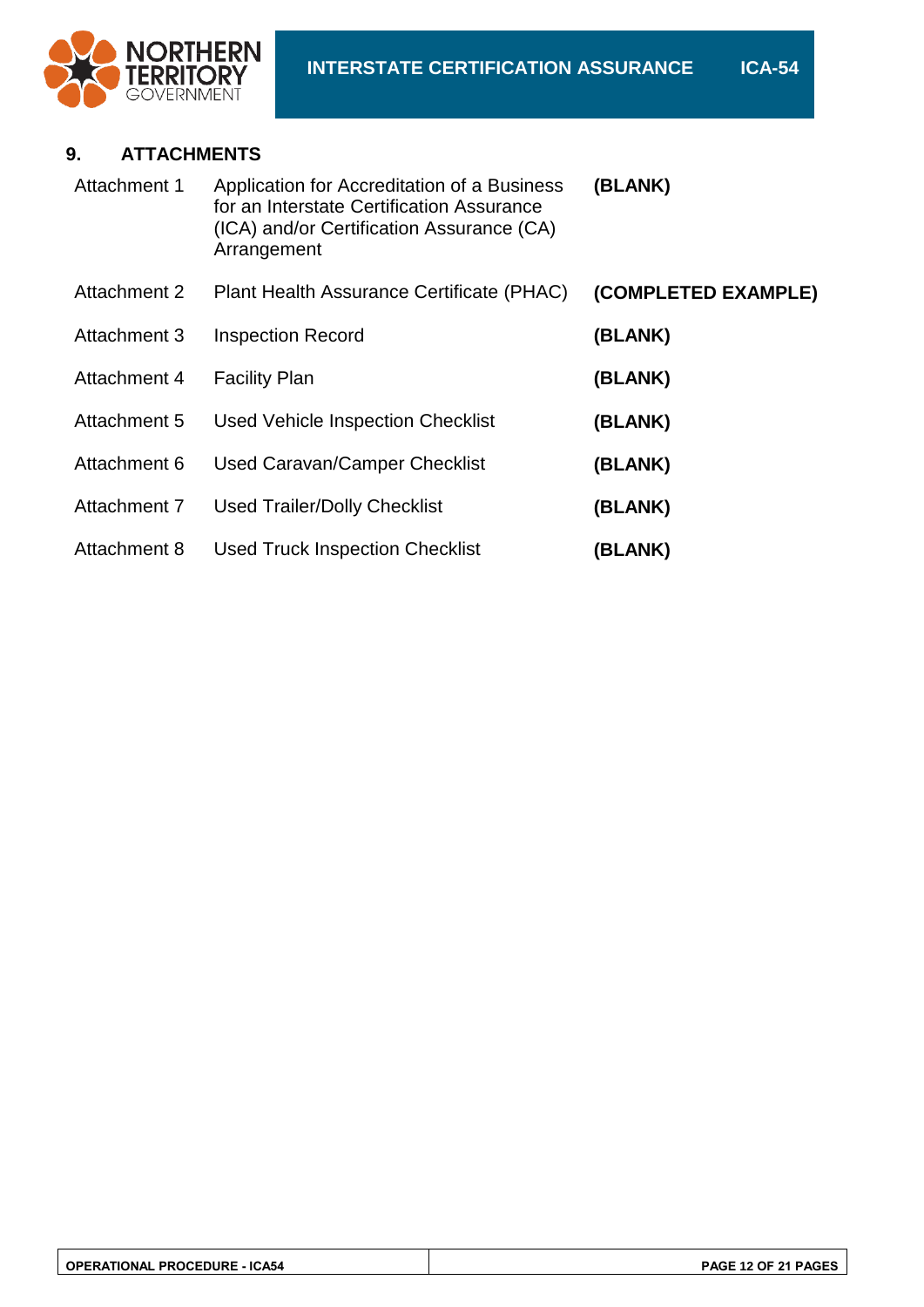## 9. ATTACHMENTS

| | | |
|---|---|---|
| Attachment 1 | Application for Accreditation of a Business for an Interstate Certification Assurance (ICA) and/or Certification Assurance (CA) Arrangement | **(BLANK)** |
| Attachment 2 | Plant Health Assurance Certificate (PHAC) | **(COMPLETED EXAMPLE)** |
| Attachment 3 | Inspection Record | **(BLANK)** |
| Attachment 4 | Facility Plan | **(BLANK)** |
| Attachment 5 | Used Vehicle Inspection Checklist | **(BLANK)** |
| Attachment 6 | Used Caravan/Camper Checklist | **(BLANK)** |
| Attachment 7 | Used Trailer/Dolly Checklist | **(BLANK)** |
| Attachment 8 | Used Truck Inspection Checklist | **(BLANK)** |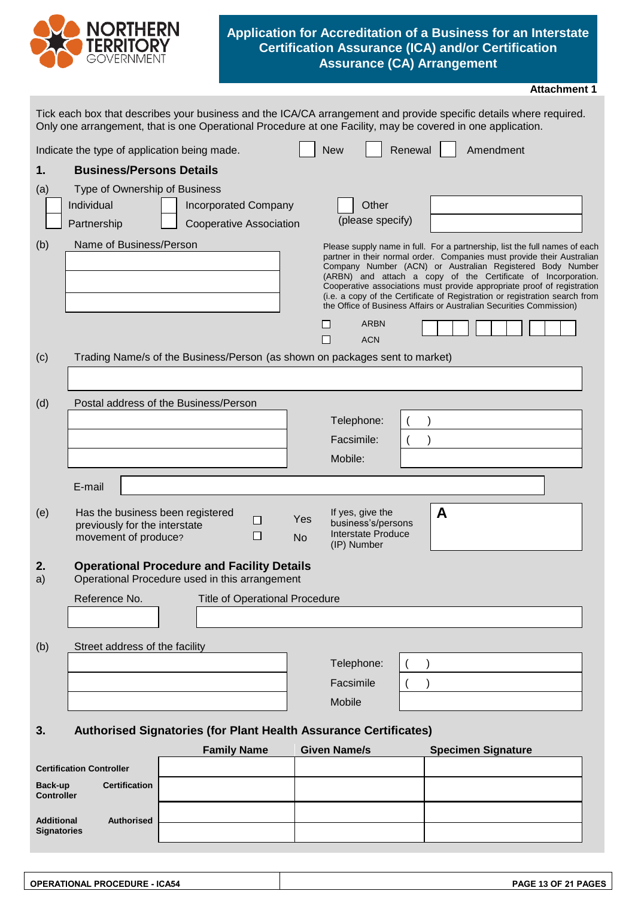# Application for Accreditation of a Business for an Interstate Certification Assurance (ICA) and/or Certification Assurance (CA) Arrangement

**Attachment 1**

Tick each box that describes your business and the ICA/CA arrangement and provide specific details where required. Only one arrangement, that is one Operational Procedure at one Facility, may be covered in one application.

Indicate the type of application being made. ☐ New ☐ Renewal ☐ Amendment

## 1. Business/Persons Details

(a) Type of Ownership of Business

☐ Individual ☐ Incorporated Company ☐ Other (please specify) ______

☐ Partnership ☐ Cooperative Association

(b) Name of Business/Person

______

______

______

Please supply name in full. For a partnership, list the full names of each partner in their normal order. Companies must provide their Australian Company Number (ACN) or Australian Registered Body Number (ARBN) and attach a copy of the Certificate of Incorporation. Cooperative associations must provide appropriate proof of registration (i.e. a copy of the Certificate of Registration or registration search from the Office of Business Affairs or Australian Securities Commission)

☐ ARBN ☐☐☐ ☐☐☐ ☐☐☐

☐ ACN

(c) Trading Name/s of the Business/Person (as shown on packages sent to market)

______

(d) Postal address of the Business/Person

______

______

______

Telephone: ( )

Facsimile: ( )

Mobile:

E-mail ______

(e) Has the business been registered previously for the interstate movement of produce?

☐ Yes

☐ No

If yes, give the business's/persons Interstate Produce (IP) Number **A** ______

## 2. Operational Procedure and Facility Details

a) Operational Procedure used in this arrangement

| Reference No. | Title of Operational Procedure |
|---|---|
| | |

(b) Street address of the facility

______

______

______

Telephone: ( )

Facsimile ( )

Mobile

## 3. Authorised Signatories (for Plant Health Assurance Certificates)

| | Family Name | Given Name/s | Specimen Signature |
|---|---|---|---|
| **Certification Controller** | | | |
| **Back-up Certification Controller** | | | |
| **Additional Authorised Signatories** | | | |
| | | | |

**OPERATIONAL PROCEDURE - ICA54**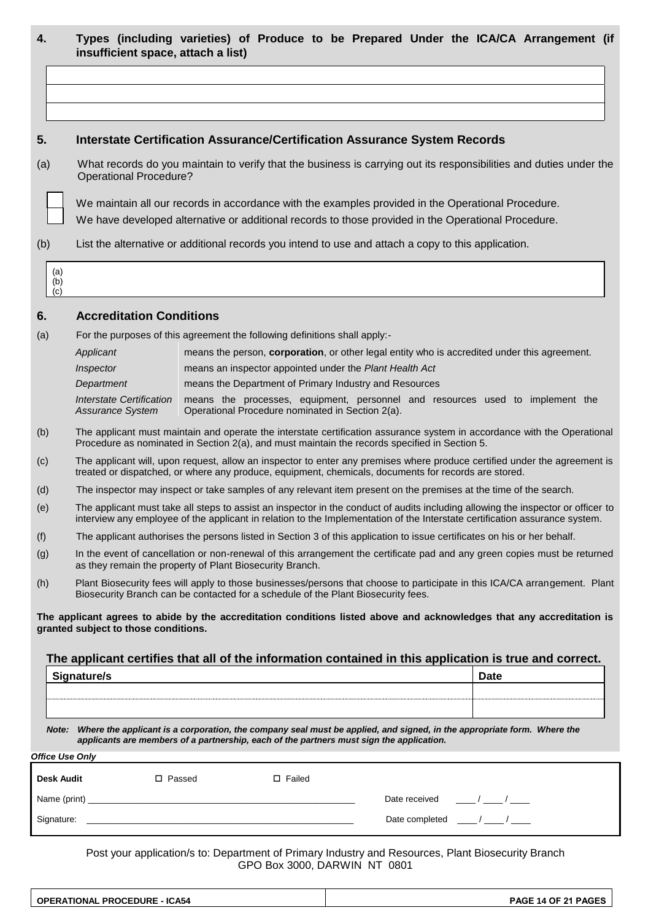## 4. Types (including varieties) of Produce to be Prepared Under the ICA/CA Arrangement (if insufficient space, attach a list)

| |
|---|
| |
| |
| |

## 5. Interstate Certification Assurance/Certification Assurance System Records

(a) What records do you maintain to verify that the business is carrying out its responsibilities and duties under the Operational Procedure?

☐ We maintain all our records in accordance with the examples provided in the Operational Procedure.

☐ We have developed alternative or additional records to those provided in the Operational Procedure.

(b) List the alternative or additional records you intend to use and attach a copy to this application.

| |
|---|
| (a)<br>(b)<br>(c) |

## 6. Accreditation Conditions

(a) For the purposes of this agreement the following definitions shall apply:-

| | |
|---|---|
| *Applicant* | means the person, **corporation**, or other legal entity who is accredited under this agreement. |
| *Inspector* | means an inspector appointed under the *Plant Health Act* |
| *Department* | means the Department of Primary Industry and Resources |
| *Interstate Certification Assurance System* | means the processes, equipment, personnel and resources used to implement the Operational Procedure nominated in Section 2(a). |

(b) The applicant must maintain and operate the interstate certification assurance system in accordance with the Operational Procedure as nominated in Section 2(a), and must maintain the records specified in Section 5.

(c) The applicant will, upon request, allow an inspector to enter any premises where produce certified under the agreement is treated or dispatched, or where any produce, equipment, chemicals, documents for records are stored.

(d) The inspector may inspect or take samples of any relevant item present on the premises at the time of the search.

(e) The applicant must take all steps to assist an inspector in the conduct of audits including allowing the inspector or officer to interview any employee of the applicant in relation to the Implementation of the Interstate certification assurance system.

(f) The applicant authorises the persons listed in Section 3 of this application to issue certificates on his or her behalf.

(g) In the event of cancellation or non-renewal of this arrangement the certificate pad and any green copies must be returned as they remain the property of Plant Biosecurity Branch.

(h) Plant Biosecurity fees will apply to those businesses/persons that choose to participate in this ICA/CA arrangement. Plant Biosecurity Branch can be contacted for a schedule of the Plant Biosecurity fees.

**The applicant agrees to abide by the accreditation conditions listed above and acknowledges that any accreditation is granted subject to those conditions.**

**The applicant certifies that all of the information contained in this application is true and correct.**

| Signature/s | Date |
|---|---|
| | |
| | |

***Note: Where the applicant is a corporation, the company seal must be applied, and signed, in the appropriate form. Where the applicants are members of a partnership, each of the partners must sign the application.***

***Office Use Only***

**Desk Audit** ☐ Passed ☐ Failed

Name (print) ______________________________ Date received ____ / ____ / ____

Signature: ______________________________ Date completed ____ / ____ / ____

Post your application/s to: Department of Primary Industry and Resources, Plant Biosecurity Branch GPO Box 3000, DARWIN NT 0801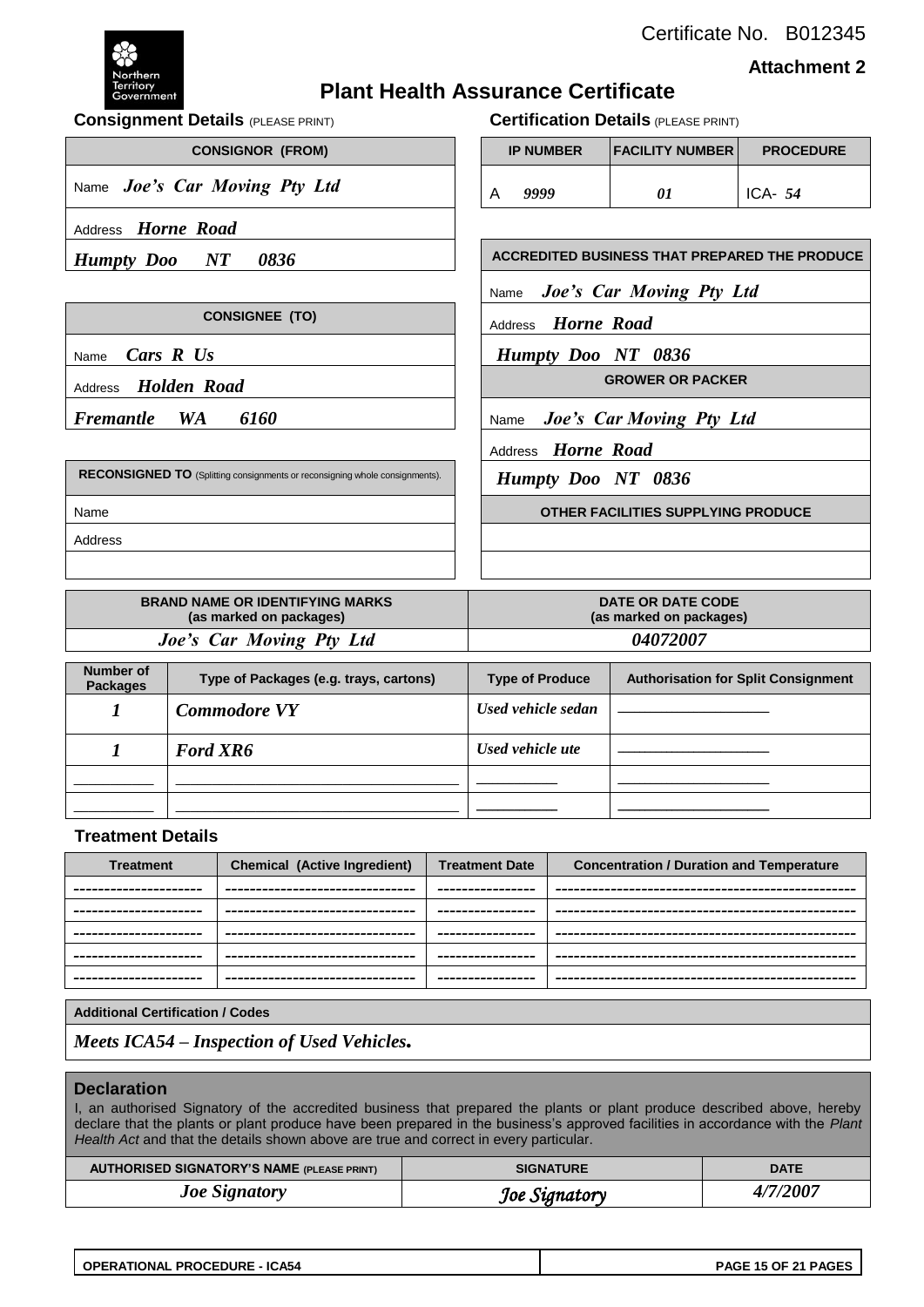Certificate No. B012345

**Attachment 2**

Northern Territory Government

# Plant Health Assurance Certificate

## Consignment Details (PLEASE PRINT)

| CONSIGNOR (FROM) |
|---|
| Name *Joe's Car Moving Pty Ltd* |
| Address *Horne Road* |
| *Humpty Doo NT 0836* |

| CONSIGNEE (TO) |
|---|
| Name *Cars R Us* |
| Address *Holden Road* |
| *Fremantle WA 6160* |

| RECONSIGNED TO (Splitting consignments or reconsigning whole consignments). |
|---|
| Name |
| Address |
| |

## Certification Details (PLEASE PRINT)

| IP NUMBER | FACILITY NUMBER | PROCEDURE |
|---|---|---|
| A *9999* | *01* | ICA- *54* |

| ACCREDITED BUSINESS THAT PREPARED THE PRODUCE |
|---|
| Name *Joe's Car Moving Pty Ltd* |
| Address *Horne Road* |
| *Humpty Doo NT 0836* |

| GROWER OR PACKER |
|---|
| Name *Joe's Car Moving Pty Ltd* |
| Address *Horne Road* |
| *Humpty Doo NT 0836* |

| OTHER FACILITIES SUPPLYING PRODUCE |
|---|
| |
| |

| BRAND NAME OR IDENTIFYING MARKS (as marked on packages) | DATE OR DATE CODE (as marked on packages) |
|---|---|
| *Joe's Car Moving Pty Ltd* | *04072007* |

| Number of Packages | Type of Packages (e.g. trays, cartons) | Type of Produce | Authorisation for Split Consignment |
|---|---|---|---|
| *1* | *Commodore VY* | *Used vehicle sedan* | __________ |
| *1* | *Ford XR6* | *Used vehicle ute* | __________ |
| __________ | __________ | __________ | __________ |
| __________ | __________ | __________ | __________ |

## Treatment Details

| Treatment | Chemical (Active Ingredient) | Treatment Date | Concentration / Duration and Temperature |
|---|---|---|---|
| ---------- | ---------- | ---------- | ---------- |
| ---------- | ---------- | ---------- | ---------- |
| ---------- | ---------- | ---------- | ---------- |
| ---------- | ---------- | ---------- | ---------- |
| ---------- | ---------- | ---------- | ---------- |

| Additional Certification / Codes |
|---|
| *Meets ICA54 – Inspection of Used Vehicles.* |

## Declaration

I, an authorised Signatory of the accredited business that prepared the plants or plant produce described above, hereby declare that the plants or plant produce have been prepared in the business's approved facilities in accordance with the *Plant Health Act* and that the details shown above are true and correct in every particular.

| AUTHORISED SIGNATORY'S NAME (PLEASE PRINT) | SIGNATURE | DATE |
|---|---|---|
| *Joe Signatory* | *Joe Signatory* | *4/7/2007* |

OPERATIONAL PROCEDURE - ICA54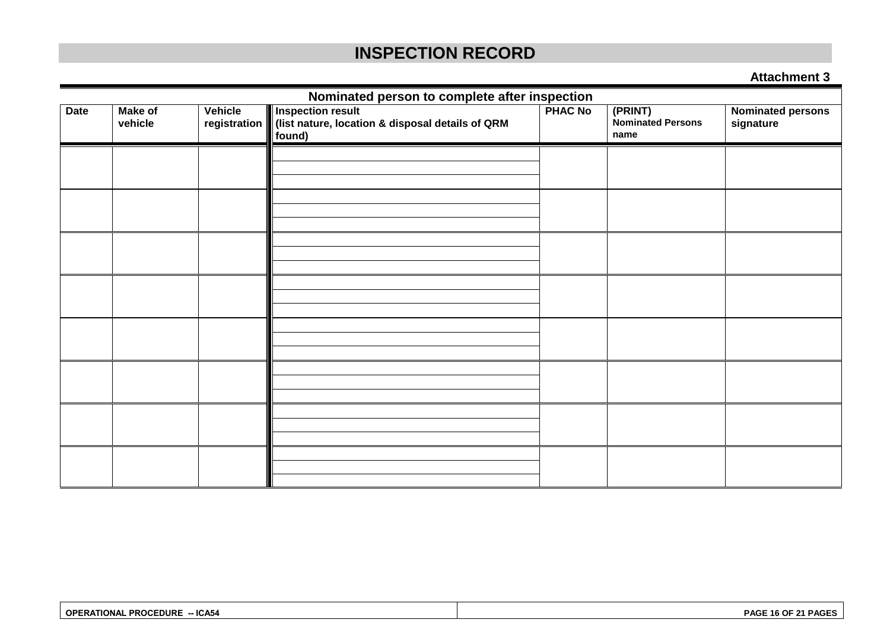# INSPECTION RECORD

**Attachment 3**

| Nominated person to complete after inspection | | | | | | |
|---|---|---|---|---|---|---|
| **Date** | **Make of vehicle** | **Vehicle registration** | **Inspection result (list nature, location & disposal details of QRM found)** | **PHAC No** | **(PRINT) Nominated Persons name** | **Nominated persons signature** |
| | | | | | | |
| | | | | | | |
| | | | | | | |
| | | | | | | |
| | | | | | | |
| | | | | | | |
| | | | | | | |
| | | | | | | |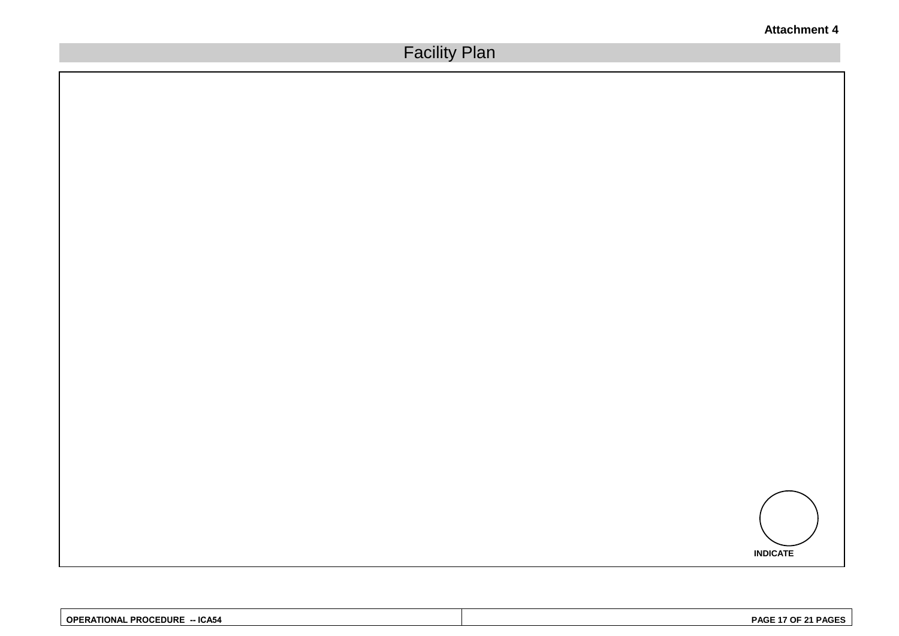Attachment 4

## Facility Plan

INDICATE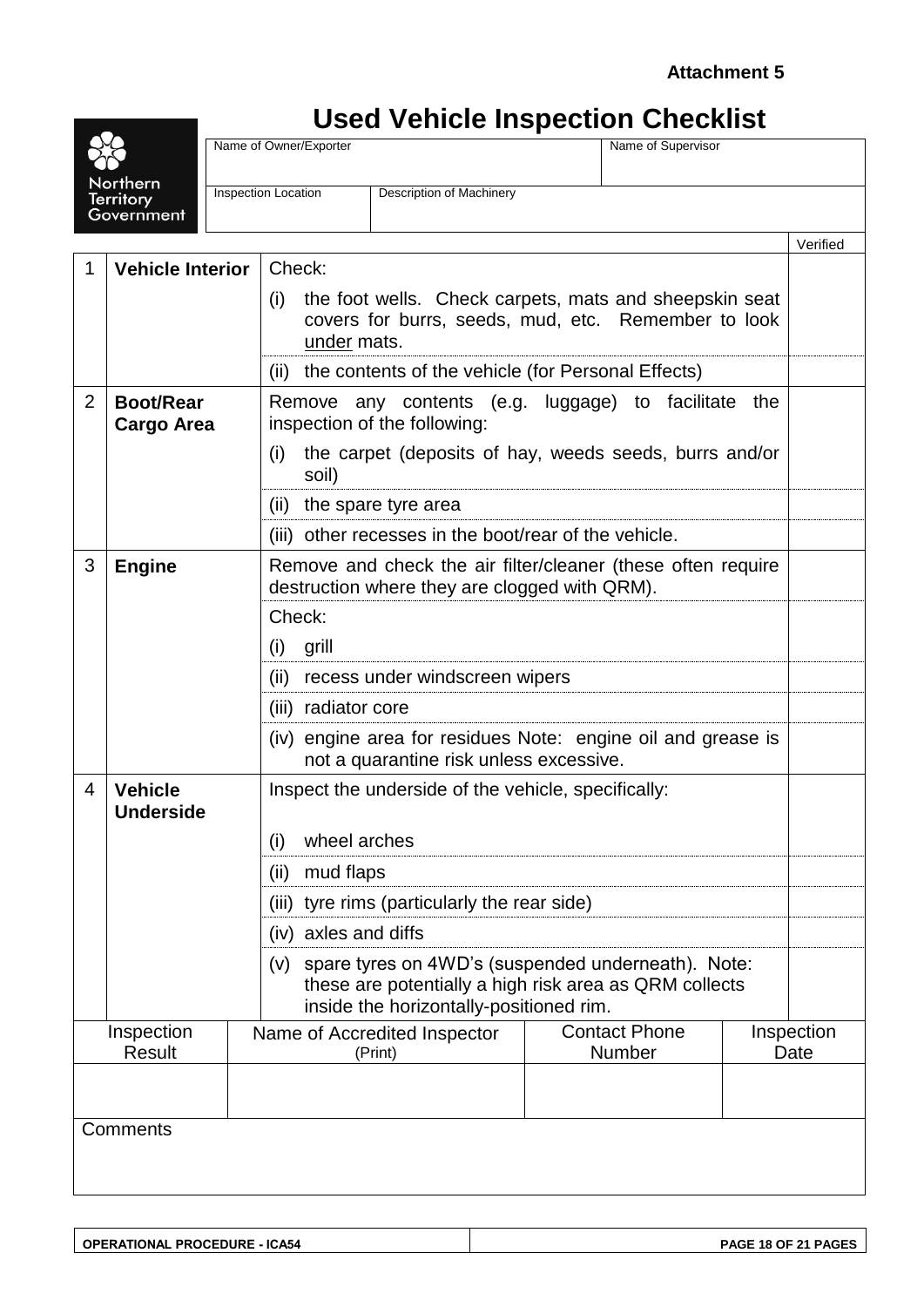**Attachment 5**

# Used Vehicle Inspection Checklist

Northern Territory Government

| Name of Owner/Exporter | | Name of Supervisor |
|---|---|---|
| **Inspection Location** | **Description of Machinery** | |

| | | | Verified |
|---|---|---|---|
| 1 | **Vehicle Interior** | Check: | |
| | | (i) the foot wells. Check carpets, mats and sheepskin seat covers for burrs, seeds, mud, etc. Remember to look under mats. | |
| | | (ii) the contents of the vehicle (for Personal Effects) | |
| 2 | **Boot/Rear Cargo Area** | Remove any contents (e.g. luggage) to facilitate the inspection of the following: | |
| | | (i) the carpet (deposits of hay, weeds seeds, burrs and/or soil) | |
| | | (ii) the spare tyre area | |
| | | (iii) other recesses in the boot/rear of the vehicle. | |
| 3 | **Engine** | Remove and check the air filter/cleaner (these often require destruction where they are clogged with QRM). | |
| | | Check: | |
| | | (i) grill | |
| | | (ii) recess under windscreen wipers | |
| | | (iii) radiator core | |
| | | (iv) engine area for residues Note: engine oil and grease is not a quarantine risk unless excessive. | |
| 4 | **Vehicle Underside** | Inspect the underside of the vehicle, specifically: | |
| | | (i) wheel arches | |
| | | (ii) mud flaps | |
| | | (iii) tyre rims (particularly the rear side) | |
| | | (iv) axles and diffs | |
| | | (v) spare tyres on 4WD's (suspended underneath). Note: these are potentially a high risk area as QRM collects inside the horizontally-positioned rim. | |

| Inspection Result | Name of Accredited Inspector (Print) | Contact Phone Number | Inspection Date |
|---|---|---|---|
| | | | |

Comments

OPERATIONAL PROCEDURE - ICA54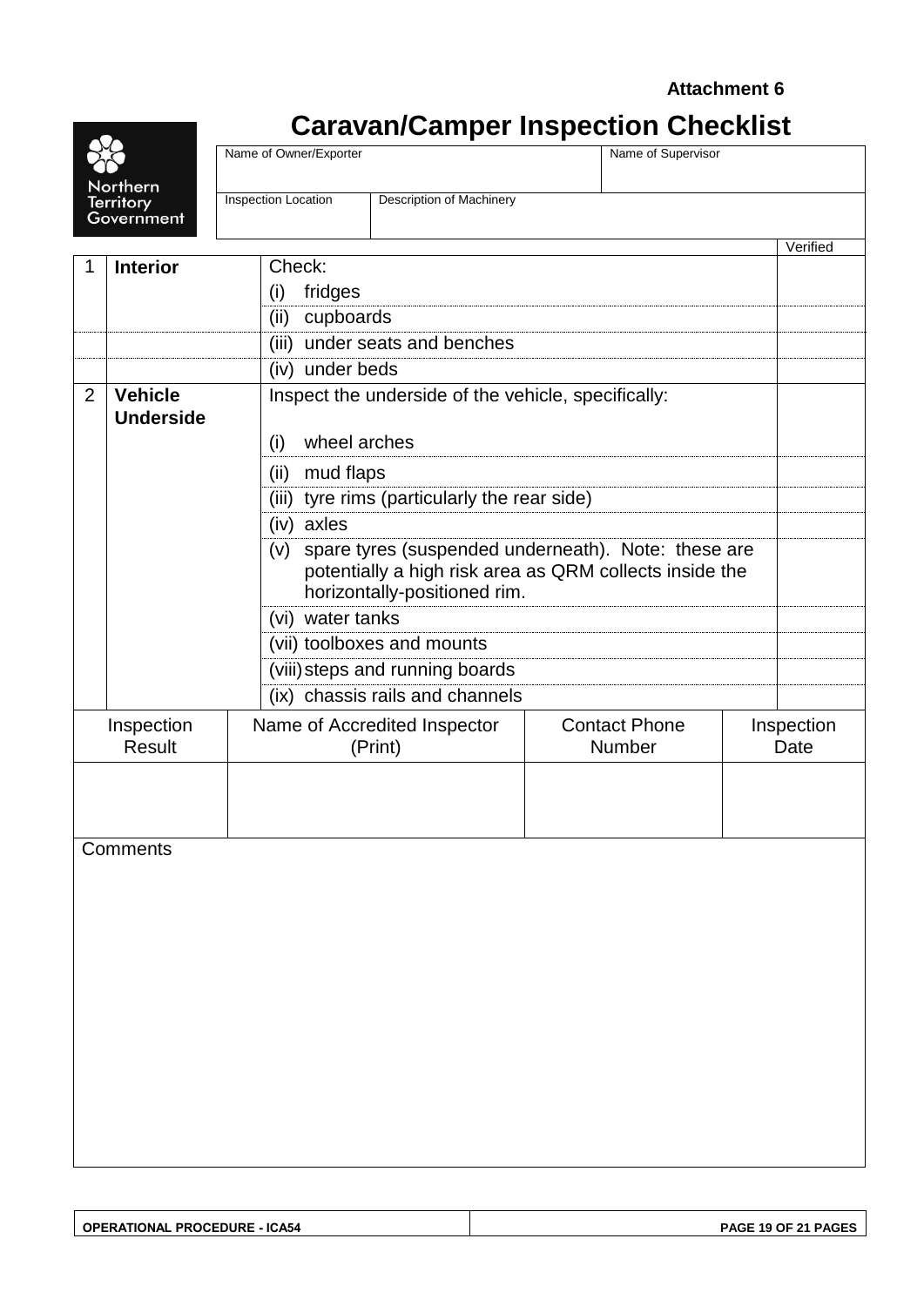**Attachment 6**

# Caravan/Camper Inspection Checklist

Northern Territory Government

| Name of Owner/Exporter | | Name of Supervisor |
|---|---|---|
| | | |
| Inspection Location | Description of Machinery | |
| | | |

| | | | Verified |
|---|---|---|---|
| 1 | **Interior** | Check: | |
| | | (i) fridges | |
| | | (ii) cupboards | |
| | | (iii) under seats and benches | |
| | | (iv) under beds | |
| 2 | **Vehicle Underside** | Inspect the underside of the vehicle, specifically: | |
| | | (i) wheel arches | |
| | | (ii) mud flaps | |
| | | (iii) tyre rims (particularly the rear side) | |
| | | (iv) axles | |
| | | (v) spare tyres (suspended underneath). Note: these are potentially a high risk area as QRM collects inside the horizontally-positioned rim. | |
| | | (vi) water tanks | |
| | | (vii) toolboxes and mounts | |
| | | (viii) steps and running boards | |
| | | (ix) chassis rails and channels | |

| Inspection Result | Name of Accredited Inspector (Print) | Contact Phone Number | Inspection Date |
|---|---|---|---|
| | | | |

Comments

OPERATIONAL PROCEDURE - ICA54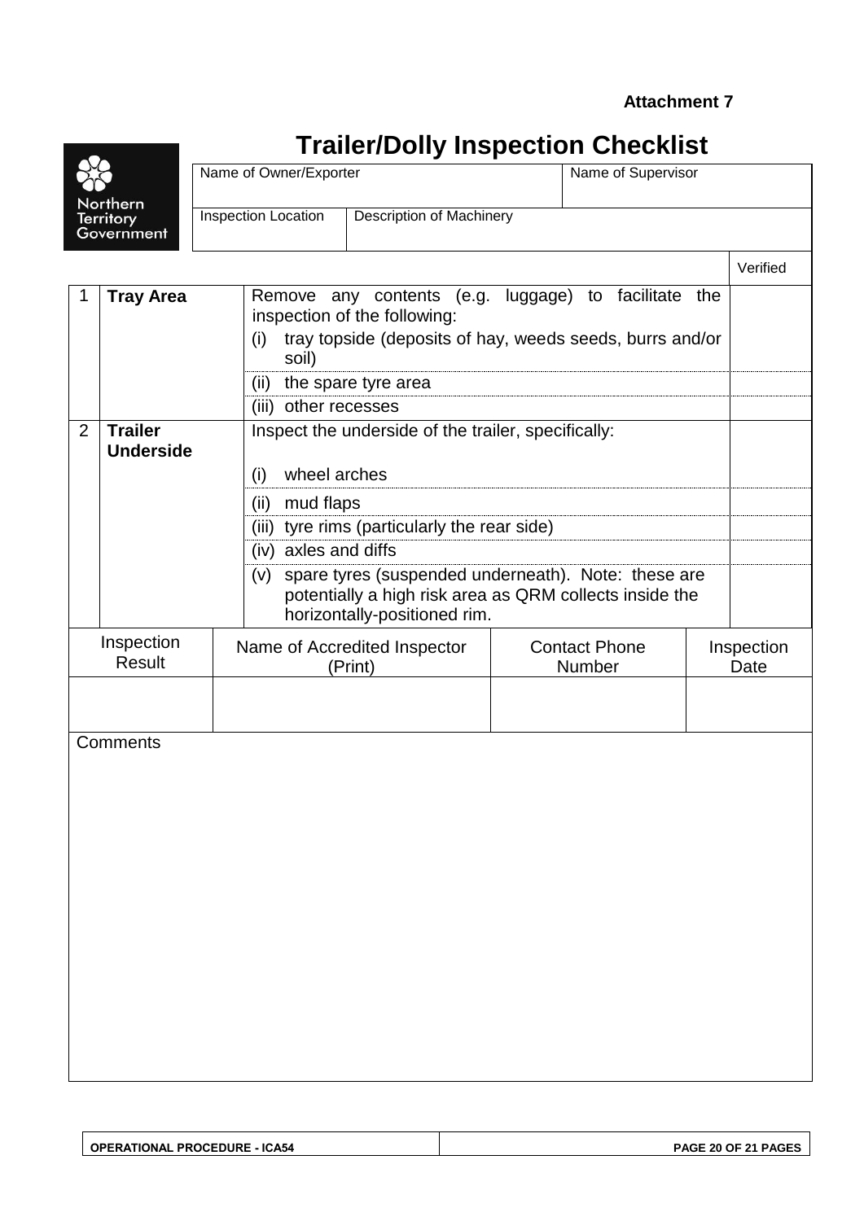**Attachment 7**

# Trailer/Dolly Inspection Checklist

Northern Territory Government

| Name of Owner/Exporter | | Name of Supervisor |
|---|---|---|
| | | |
| **Inspection Location** | **Description of Machinery** | |
| | | |

| | | | Verified |
|---|---|---|---|
| 1 | **Tray Area** | Remove any contents (e.g. luggage) to facilitate the inspection of the following:<br>(i) tray topside (deposits of hay, weeds seeds, burrs and/or soil) | |
| | | (ii) the spare tyre area | |
| | | (iii) other recesses | |
| 2 | **Trailer Underside** | Inspect the underside of the trailer, specifically:<br>(i) wheel arches | |
| | | (ii) mud flaps | |
| | | (iii) tyre rims (particularly the rear side) | |
| | | (iv) axles and diffs | |
| | | (v) spare tyres (suspended underneath). Note: these are potentially a high risk area as QRM collects inside the horizontally-positioned rim. | |

| Inspection Result | Name of Accredited Inspector (Print) | Contact Phone Number | Inspection Date |
|---|---|---|---|
| | | | |

Comments

OPERATIONAL PROCEDURE - ICA54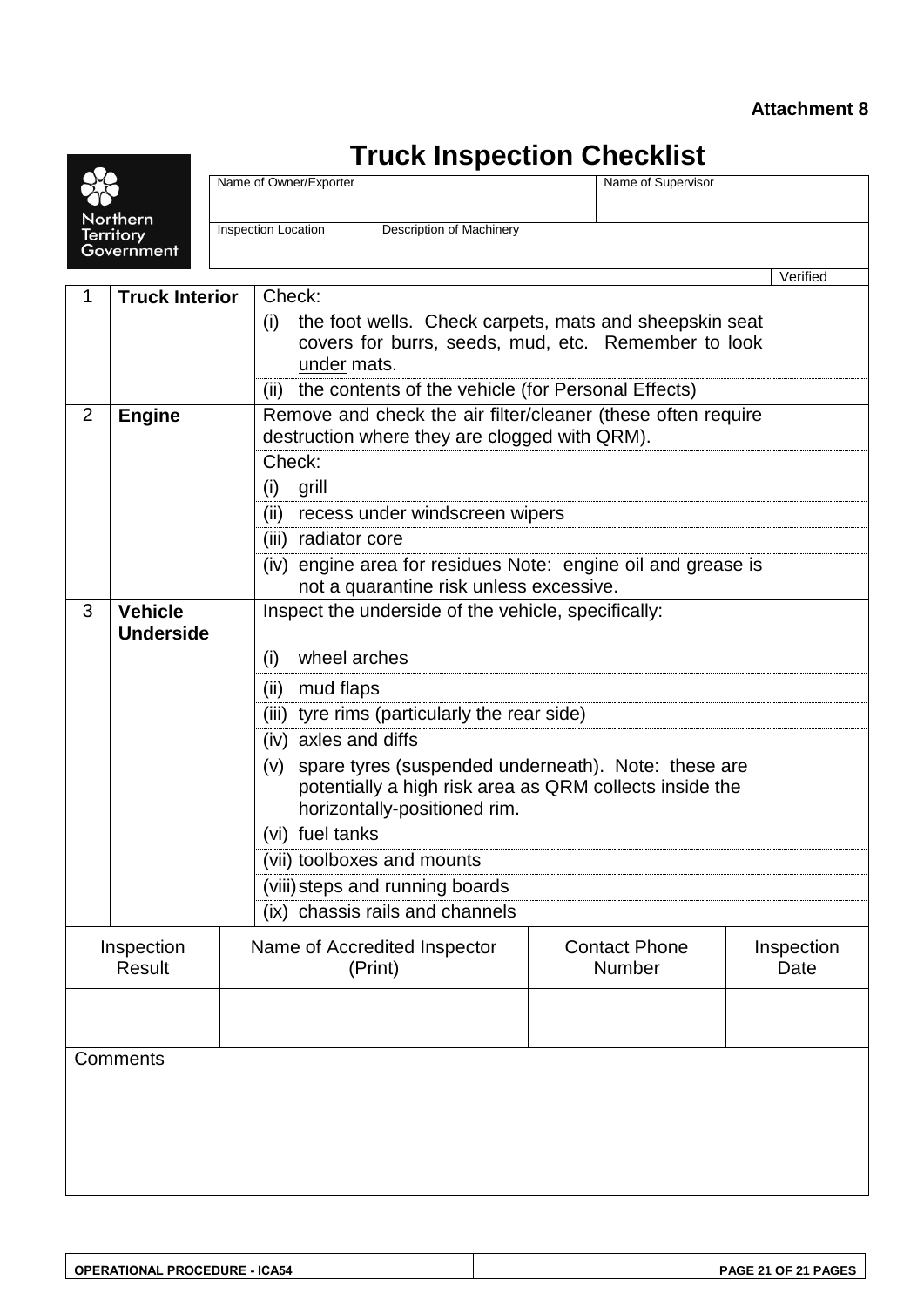**Attachment 8**

# Truck Inspection Checklist

Northern Territory Government

| Name of Owner/Exporter | | Name of Supervisor |
|---|---|---|
| Inspection Location | Description of Machinery | |

| | | | Verified |
|---|---|---|---|
| 1 | **Truck Interior** | Check: | |
| | | (i) the foot wells. Check carpets, mats and sheepskin seat covers for burrs, seeds, mud, etc. Remember to look under mats. | |
| | | (ii) the contents of the vehicle (for Personal Effects) | |
| 2 | **Engine** | Remove and check the air filter/cleaner (these often require destruction where they are clogged with QRM). | |
| | | Check: | |
| | | (i) grill | |
| | | (ii) recess under windscreen wipers | |
| | | (iii) radiator core | |
| | | (iv) engine area for residues Note: engine oil and grease is not a quarantine risk unless excessive. | |
| 3 | **Vehicle Underside** | Inspect the underside of the vehicle, specifically: | |
| | | (i) wheel arches | |
| | | (ii) mud flaps | |
| | | (iii) tyre rims (particularly the rear side) | |
| | | (iv) axles and diffs | |
| | | (v) spare tyres (suspended underneath). Note: these are potentially a high risk area as QRM collects inside the horizontally-positioned rim. | |
| | | (vi) fuel tanks | |
| | | (vii) toolboxes and mounts | |
| | | (viii) steps and running boards | |
| | | (ix) chassis rails and channels | |

| Inspection Result | Name of Accredited Inspector (Print) | Contact Phone Number | Inspection Date |
|---|---|---|---|
| | | | |

Comments

OPERATIONAL PROCEDURE - ICA54